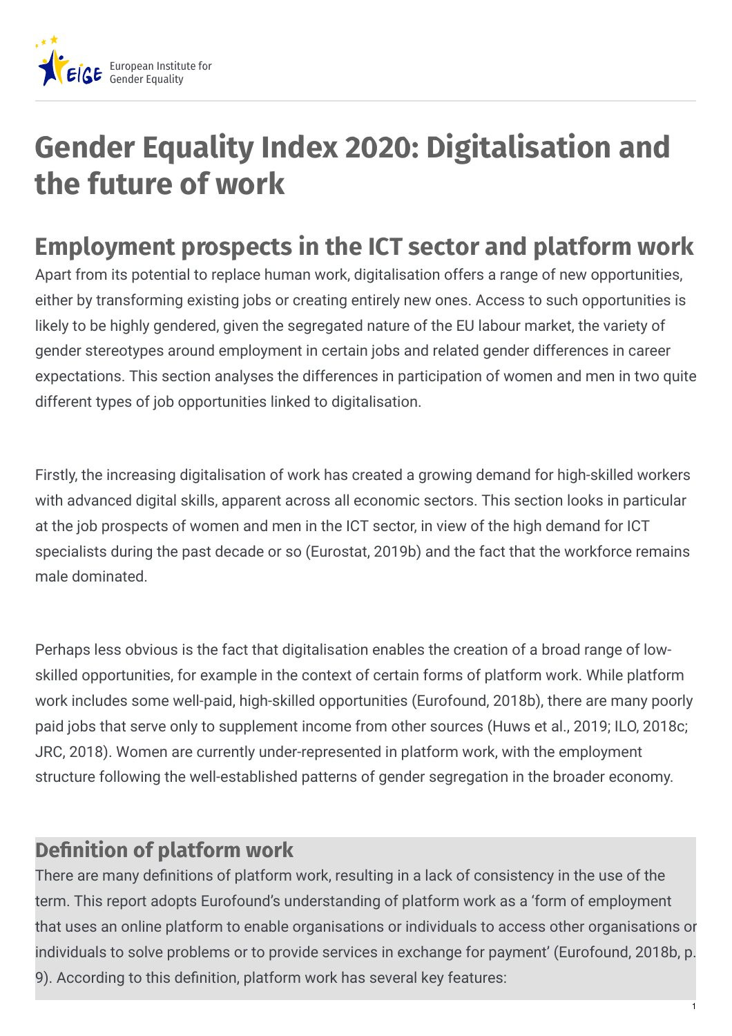# Gender Equality Index 2020: Digitalisation and the future of work

## Employment prospects in the ICT sector and platform work

Apart from its potential to replace human work, digitalisation offers a range of new opportunities, either by transforming existing jobs or creating entirely new ones. Access to such opportunities is likely to be highly gendered, given the segregated nature of the EU labour market, the variety of gender stereotypes around employment in certain jobs and related gender differences in career expectations. This section analyses the differences in participation of women and men in two quite different types of job opportunities linked to digitalisation.

Firstly, the increasing digitalisation of work has created a growing demand for high-skilled workers with advanced digital skills, apparent across all economic sectors. This section looks in particular at the job prospects of women and men in the ICT sector, in view of the high demand for ICT specialists during the past decade or so (Eurostat, 2019b) and the fact that the workforce remains male dominated.

Perhaps less obvious is the fact that digitalisation enables the creation of a broad range of low-skilled opportunities, for example in the context of certain forms of platform work. While platform work includes some well-paid, high-skilled opportunities (Eurofound, 2018b), there are many poorly paid jobs that serve only to supplement income from other sources (Huws et al., 2019; ILO, 2018c; JRC, 2018). Women are currently under-represented in platform work, with the employment structure following the well-established patterns of gender segregation in the broader economy.

### Definition of platform work

There are many definitions of platform work, resulting in a lack of consistency in the use of the term. This report adopts Eurofound's understanding of platform work as a 'form of employment that uses an online platform to enable organisations or individuals to access other organisations or individuals to solve problems or to provide services in exchange for payment' (Eurofound, 2018b, p. 9). According to this definition, platform work has several key features: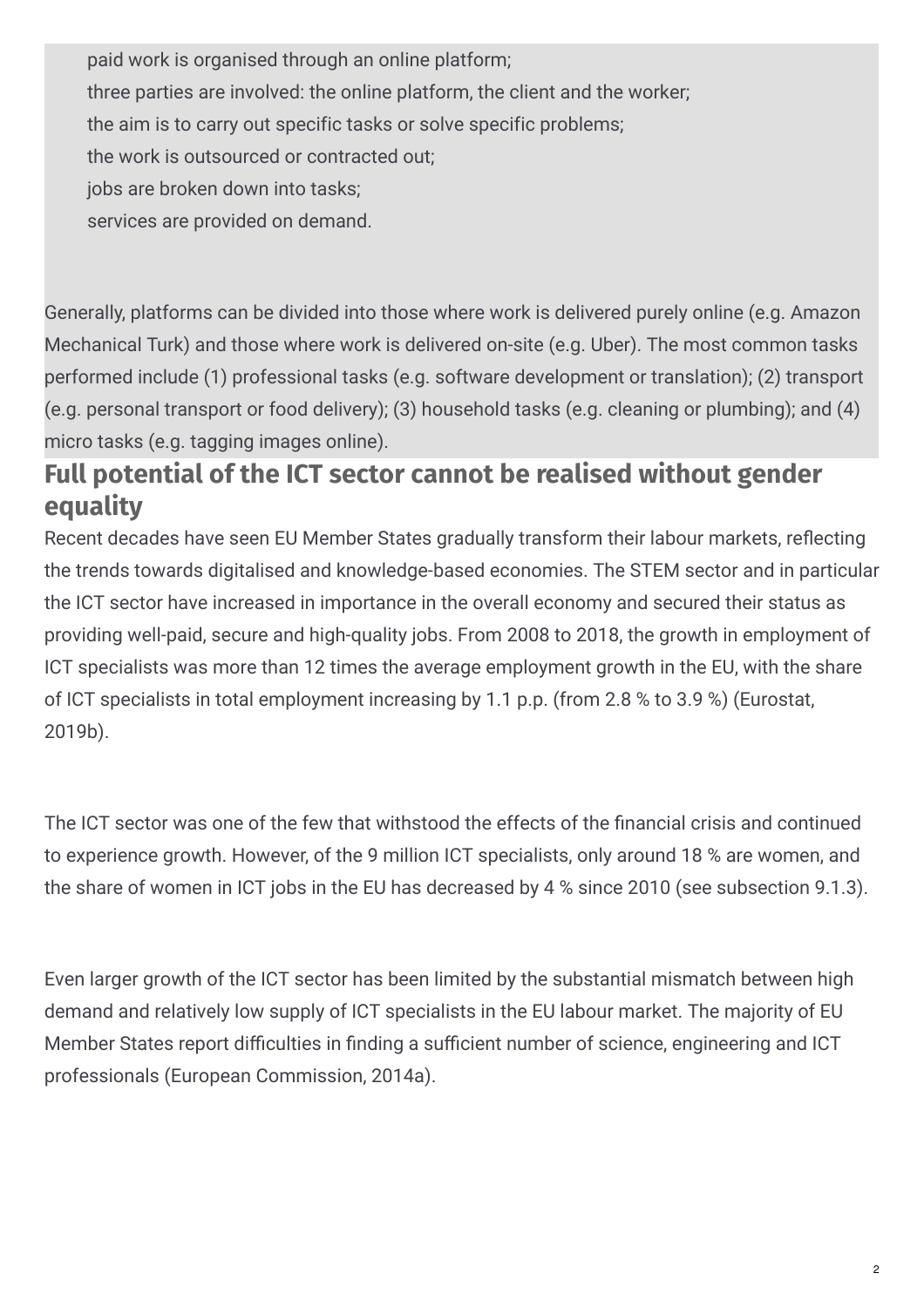- paid work is organised through an online platform;
- three parties are involved: the online platform, the client and the worker;
- the aim is to carry out specific tasks or solve specific problems;
- the work is outsourced or contracted out;
- jobs are broken down into tasks;
- services are provided on demand.

Generally, platforms can be divided into those where work is delivered purely online (e.g. Amazon Mechanical Turk) and those where work is delivered on-site (e.g. Uber). The most common tasks performed include (1) professional tasks (e.g. software development or translation); (2) transport (e.g. personal transport or food delivery); (3) household tasks (e.g. cleaning or plumbing); and (4) micro tasks (e.g. tagging images online).

## Full potential of the ICT sector cannot be realised without gender equality

Recent decades have seen EU Member States gradually transform their labour markets, reflecting the trends towards digitalised and knowledge-based economies. The STEM sector and in particular the ICT sector have increased in importance in the overall economy and secured their status as providing well-paid, secure and high-quality jobs. From 2008 to 2018, the growth in employment of ICT specialists was more than 12 times the average employment growth in the EU, with the share of ICT specialists in total employment increasing by 1.1 p.p. (from 2.8 % to 3.9 %) (Eurostat, 2019b).

The ICT sector was one of the few that withstood the effects of the financial crisis and continued to experience growth. However, of the 9 million ICT specialists, only around 18 % are women, and the share of women in ICT jobs in the EU has decreased by 4 % since 2010 (see subsection 9.1.3).

Even larger growth of the ICT sector has been limited by the substantial mismatch between high demand and relatively low supply of ICT specialists in the EU labour market. The majority of EU Member States report difficulties in finding a sufficient number of science, engineering and ICT professionals (European Commission, 2014a).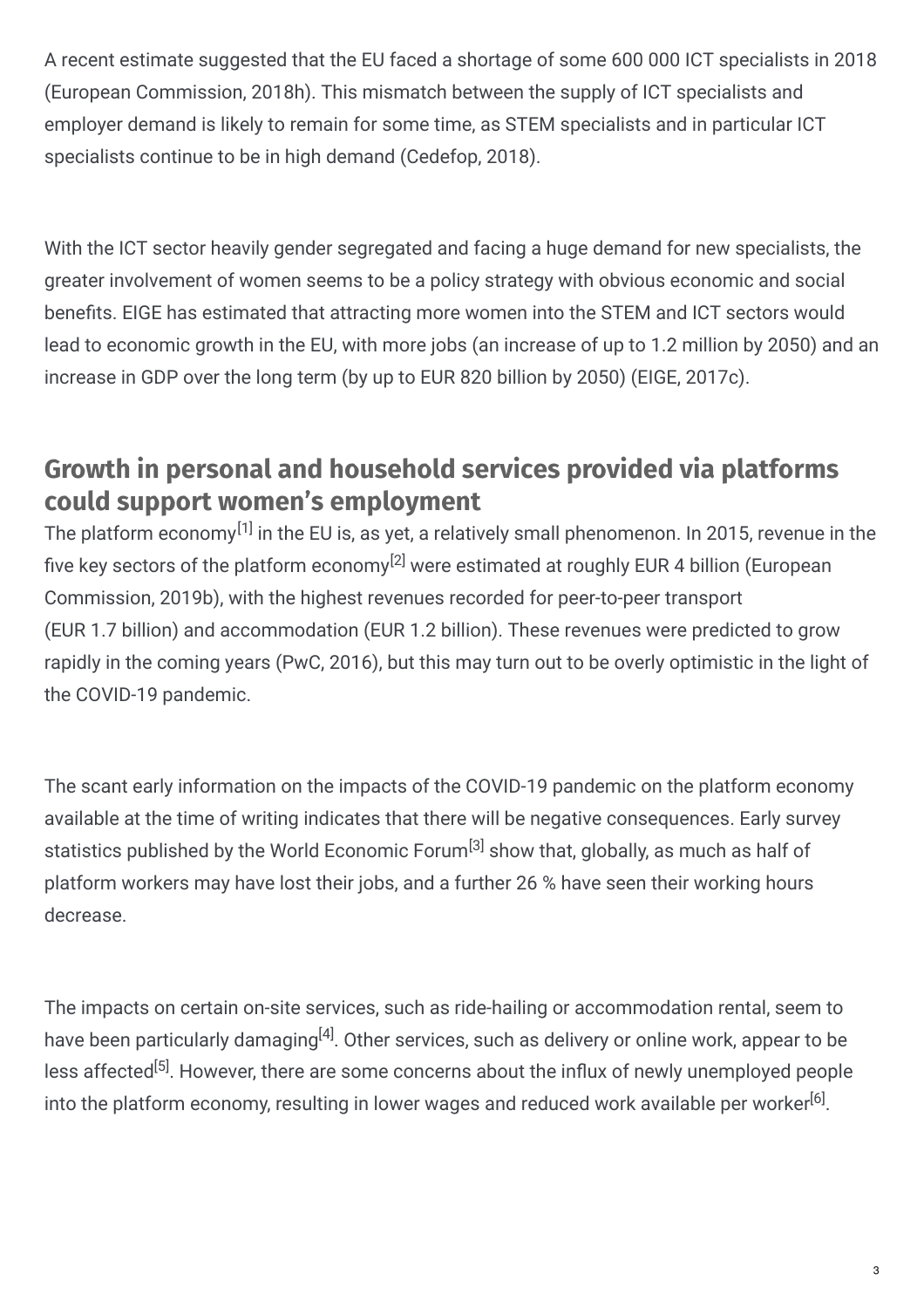A recent estimate suggested that the EU faced a shortage of some 600 000 ICT specialists in 2018 (European Commission, 2018h). This mismatch between the supply of ICT specialists and employer demand is likely to remain for some time, as STEM specialists and in particular ICT specialists continue to be in high demand (Cedefop, 2018).

With the ICT sector heavily gender segregated and facing a huge demand for new specialists, the greater involvement of women seems to be a policy strategy with obvious economic and social benefits. EIGE has estimated that attracting more women into the STEM and ICT sectors would lead to economic growth in the EU, with more jobs (an increase of up to 1.2 million by 2050) and an increase in GDP over the long term (by up to EUR 820 billion by 2050) (EIGE, 2017c).

## Growth in personal and household services provided via platforms could support women's employment

The platform economy[1] in the EU is, as yet, a relatively small phenomenon. In 2015, revenue in the five key sectors of the platform economy[2] were estimated at roughly EUR 4 billion (European Commission, 2019b), with the highest revenues recorded for peer-to-peer transport (EUR 1.7 billion) and accommodation (EUR 1.2 billion). These revenues were predicted to grow rapidly in the coming years (PwC, 2016), but this may turn out to be overly optimistic in the light of the COVID-19 pandemic.

The scant early information on the impacts of the COVID-19 pandemic on the platform economy available at the time of writing indicates that there will be negative consequences. Early survey statistics published by the World Economic Forum[3] show that, globally, as much as half of platform workers may have lost their jobs, and a further 26 % have seen their working hours decrease.

The impacts on certain on-site services, such as ride-hailing or accommodation rental, seem to have been particularly damaging[4]. Other services, such as delivery or online work, appear to be less affected[5]. However, there are some concerns about the influx of newly unemployed people into the platform economy, resulting in lower wages and reduced work available per worker[6].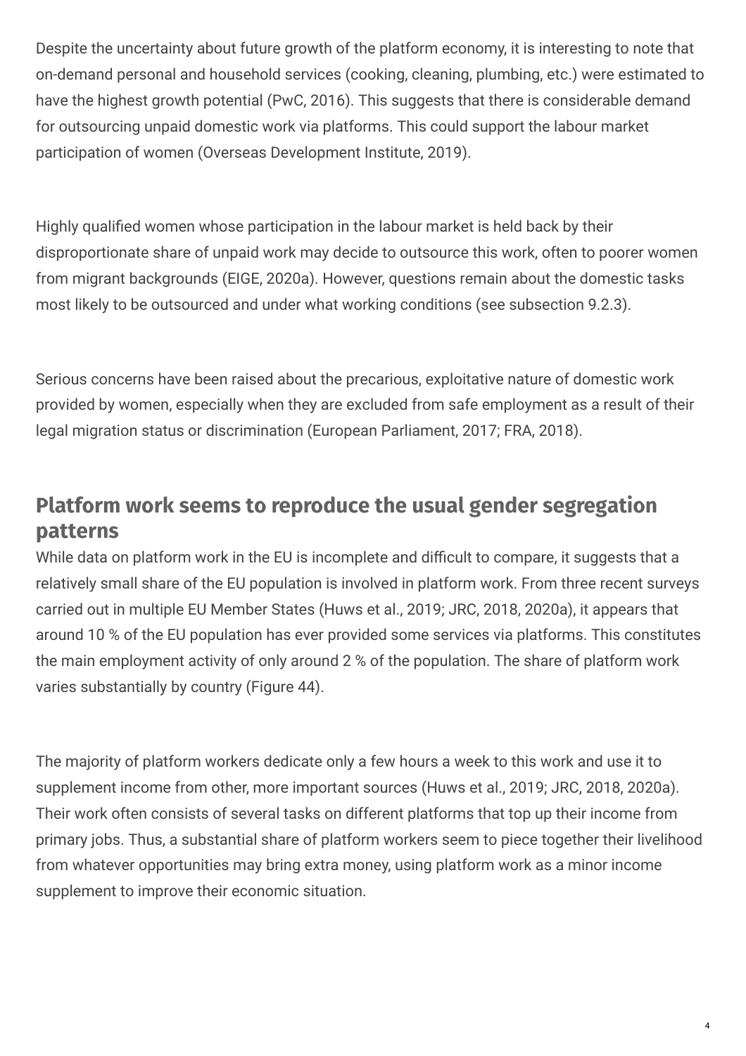Despite the uncertainty about future growth of the platform economy, it is interesting to note that on-demand personal and household services (cooking, cleaning, plumbing, etc.) were estimated to have the highest growth potential (PwC, 2016). This suggests that there is considerable demand for outsourcing unpaid domestic work via platforms. This could support the labour market participation of women (Overseas Development Institute, 2019).

Highly qualified women whose participation in the labour market is held back by their disproportionate share of unpaid work may decide to outsource this work, often to poorer women from migrant backgrounds (EIGE, 2020a). However, questions remain about the domestic tasks most likely to be outsourced and under what working conditions (see subsection 9.2.3).

Serious concerns have been raised about the precarious, exploitative nature of domestic work provided by women, especially when they are excluded from safe employment as a result of their legal migration status or discrimination (European Parliament, 2017; FRA, 2018).

## Platform work seems to reproduce the usual gender segregation patterns

While data on platform work in the EU is incomplete and difficult to compare, it suggests that a relatively small share of the EU population is involved in platform work. From three recent surveys carried out in multiple EU Member States (Huws et al., 2019; JRC, 2018, 2020a), it appears that around 10 % of the EU population has ever provided some services via platforms. This constitutes the main employment activity of only around 2 % of the population. The share of platform work varies substantially by country (Figure 44).

The majority of platform workers dedicate only a few hours a week to this work and use it to supplement income from other, more important sources (Huws et al., 2019; JRC, 2018, 2020a). Their work often consists of several tasks on different platforms that top up their income from primary jobs. Thus, a substantial share of platform workers seem to piece together their livelihood from whatever opportunities may bring extra money, using platform work as a minor income supplement to improve their economic situation.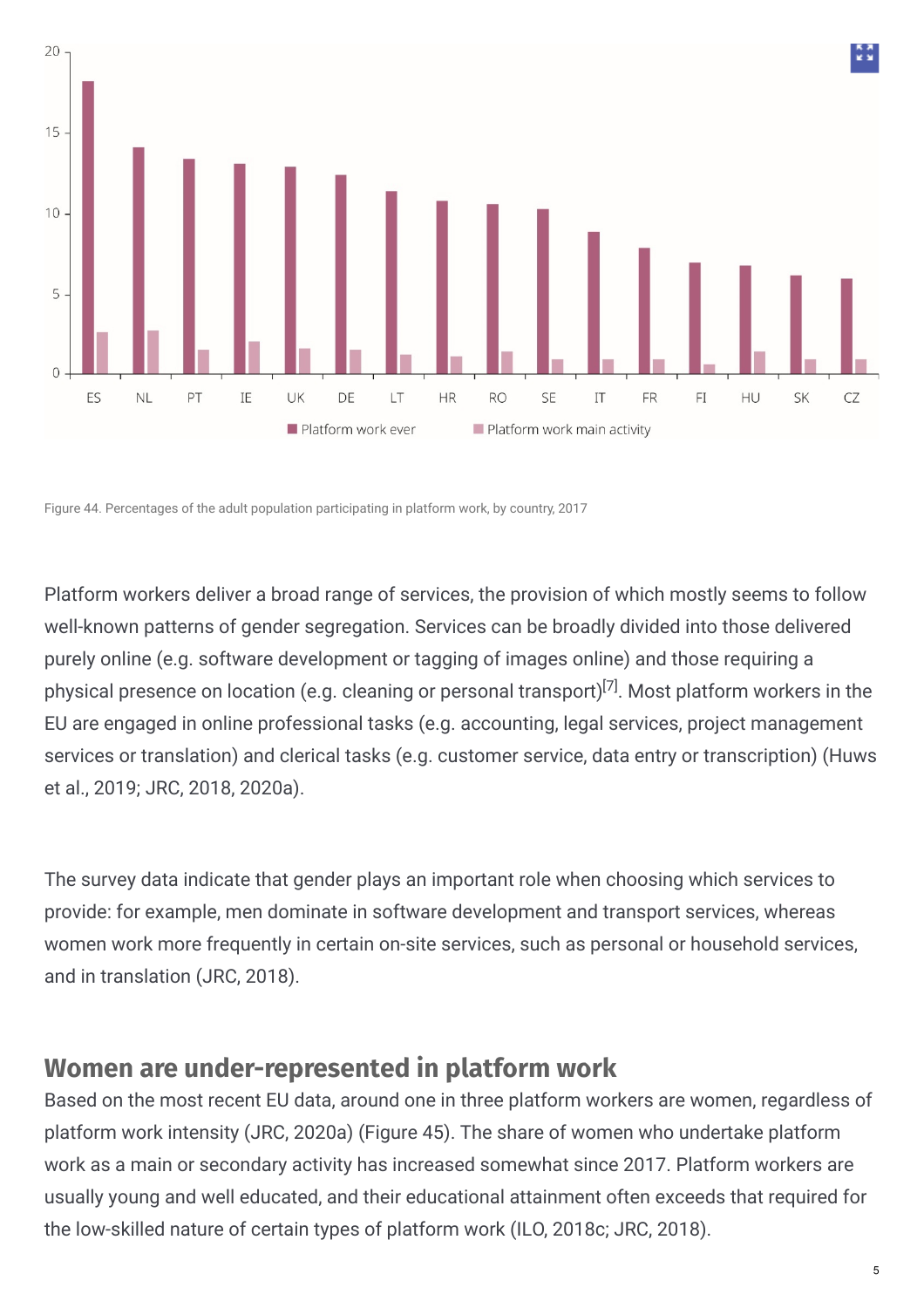Figure 44. Percentages of the adult population participating in platform work, by country, 2017

Platform workers deliver a broad range of services, the provision of which mostly seems to follow well-known patterns of gender segregation. Services can be broadly divided into those delivered purely online (e.g. software development or tagging of images online) and those requiring a physical presence on location (e.g. cleaning or personal transport)[7]. Most platform workers in the EU are engaged in online professional tasks (e.g. accounting, legal services, project management services or translation) and clerical tasks (e.g. customer service, data entry or transcription) (Huws et al., 2019; JRC, 2018, 2020a).

The survey data indicate that gender plays an important role when choosing which services to provide: for example, men dominate in software development and transport services, whereas women work more frequently in certain on-site services, such as personal or household services, and in translation (JRC, 2018).

## Women are under-represented in platform work

Based on the most recent EU data, around one in three platform workers are women, regardless of platform work intensity (JRC, 2020a) (Figure 45). The share of women who undertake platform work as a main or secondary activity has increased somewhat since 2017. Platform workers are usually young and well educated, and their educational attainment often exceeds that required for the low-skilled nature of certain types of platform work (ILO, 2018c; JRC, 2018).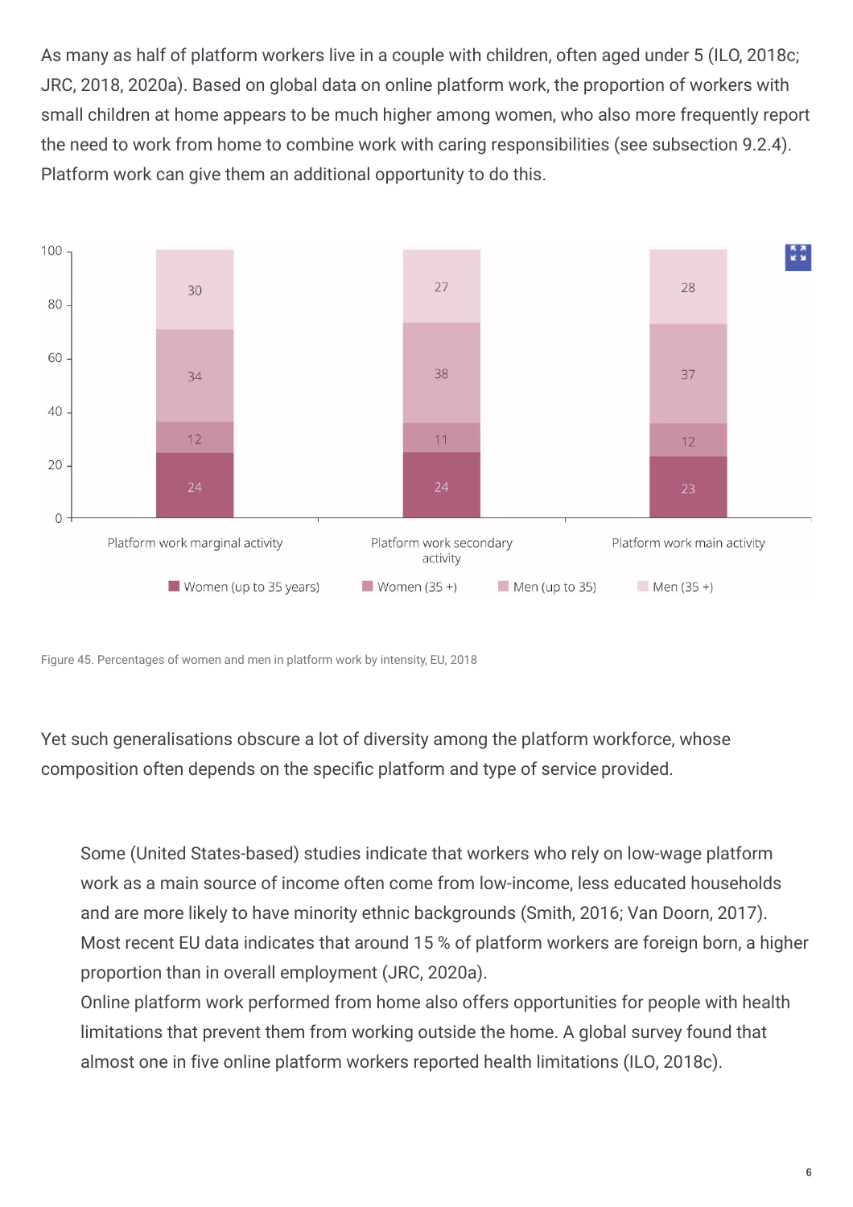As many as half of platform workers live in a couple with children, often aged under 5 (ILO, 2018c; JRC, 2018, 2020a). Based on global data on online platform work, the proportion of workers with small children at home appears to be much higher among women, who also more frequently report the need to work from home to combine work with caring responsibilities (see subsection 9.2.4). Platform work can give them an additional opportunity to do this.

| | Women (up to 35 years) | Women (35 +) | Men (up to 35) | Men (35 +) |
|---|---|---|---|---|
| Platform work marginal activity | 24 | 12 | 34 | 30 |
| Platform work secondary activity | 24 | 11 | 38 | 27 |
| Platform work main activity | 23 | 12 | 37 | 28 |

Figure 45. Percentages of women and men in platform work by intensity, EU, 2018

Yet such generalisations obscure a lot of diversity among the platform workforce, whose composition often depends on the specific platform and type of service provided.

Some (United States-based) studies indicate that workers who rely on low-wage platform work as a main source of income often come from low-income, less educated households and are more likely to have minority ethnic backgrounds (Smith, 2016; Van Doorn, 2017). Most recent EU data indicates that around 15 % of platform workers are foreign born, a higher proportion than in overall employment (JRC, 2020a).

Online platform work performed from home also offers opportunities for people with health limitations that prevent them from working outside the home. A global survey found that almost one in five online platform workers reported health limitations (ILO, 2018c).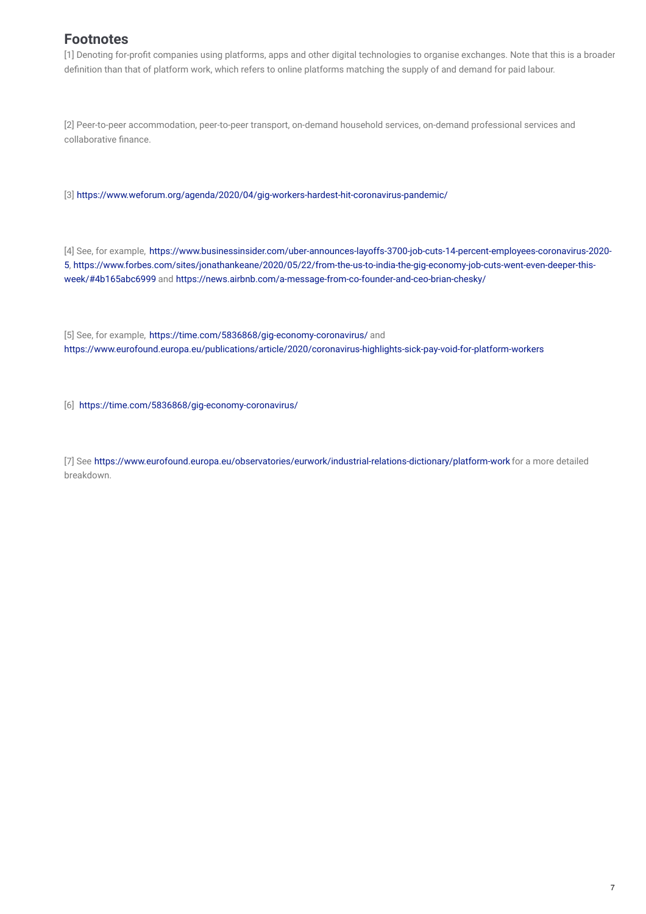## Footnotes

[1] Denoting for-profit companies using platforms, apps and other digital technologies to organise exchanges. Note that this is a broader definition than that of platform work, which refers to online platforms matching the supply of and demand for paid labour.

[2] Peer-to-peer accommodation, peer-to-peer transport, on-demand household services, on-demand professional services and collaborative finance.

[3] https://www.weforum.org/agenda/2020/04/gig-workers-hardest-hit-coronavirus-pandemic/

[4] See, for example, https://www.businessinsider.com/uber-announces-layoffs-3700-job-cuts-14-percent-employees-coronavirus-2020-5, https://www.forbes.com/sites/jonathankeane/2020/05/22/from-the-us-to-india-the-gig-economy-job-cuts-went-even-deeper-this-week/#4b165abc6999 and https://news.airbnb.com/a-message-from-co-founder-and-ceo-brian-chesky/

[5] See, for example, https://time.com/5836868/gig-economy-coronavirus/ and https://www.eurofound.europa.eu/publications/article/2020/coronavirus-highlights-sick-pay-void-for-platform-workers

[6] https://time.com/5836868/gig-economy-coronavirus/

[7] See https://www.eurofound.europa.eu/observatories/eurwork/industrial-relations-dictionary/platform-work for a more detailed breakdown.